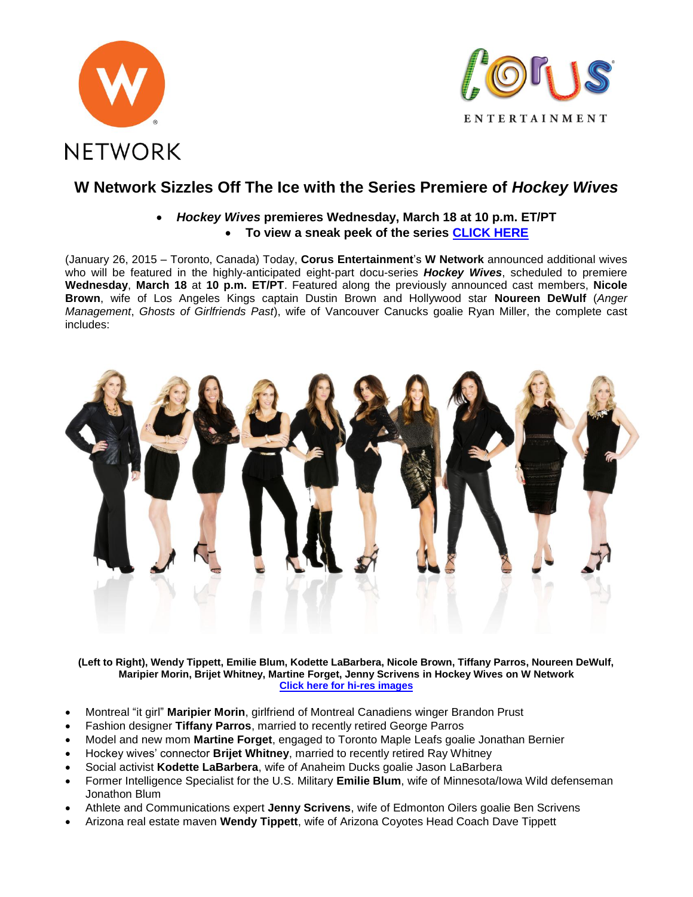W NETWORK

CORUS ENTERTAINMENT

# W Network Sizzles Off The Ice with the Series Premiere of *Hockey Wives*

- ***Hockey Wives* premieres Wednesday, March 18 at 10 p.m. ET/PT**
- **To view a sneak peek of the series CLICK HERE**

(January 26, 2015 – Toronto, Canada) Today, **Corus Entertainment**'s **W Network** announced additional wives who will be featured in the highly-anticipated eight-part docu-series ***Hockey Wives***, scheduled to premiere **Wednesday**, **March 18** at **10 p.m. ET/PT**. Featured along the previously announced cast members, **Nicole Brown**, wife of Los Angeles Kings captain Dustin Brown and Hollywood star **Noureen DeWulf** (*Anger Management*, *Ghosts of Girlfriends Past*), wife of Vancouver Canucks goalie Ryan Miller, the complete cast includes:

**(Left to Right), Wendy Tippett, Emilie Blum, Kodette LaBarbera, Nicole Brown, Tiffany Parros, Noureen DeWulf, Maripier Morin, Brijet Whitney, Martine Forget, Jenny Scrivens in Hockey Wives on W Network**
**Click here for hi-res images**

- Montreal "it girl" **Maripier Morin**, girlfriend of Montreal Canadiens winger Brandon Prust
- Fashion designer **Tiffany Parros**, married to recently retired George Parros
- Model and new mom **Martine Forget**, engaged to Toronto Maple Leafs goalie Jonathan Bernier
- Hockey wives' connector **Brijet Whitney**, married to recently retired Ray Whitney
- Social activist **Kodette LaBarbera**, wife of Anaheim Ducks goalie Jason LaBarbera
- Former Intelligence Specialist for the U.S. Military **Emilie Blum**, wife of Minnesota/Iowa Wild defenseman Jonathon Blum
- Athlete and Communications expert **Jenny Scrivens**, wife of Edmonton Oilers goalie Ben Scrivens
- Arizona real estate maven **Wendy Tippett**, wife of Arizona Coyotes Head Coach Dave Tippett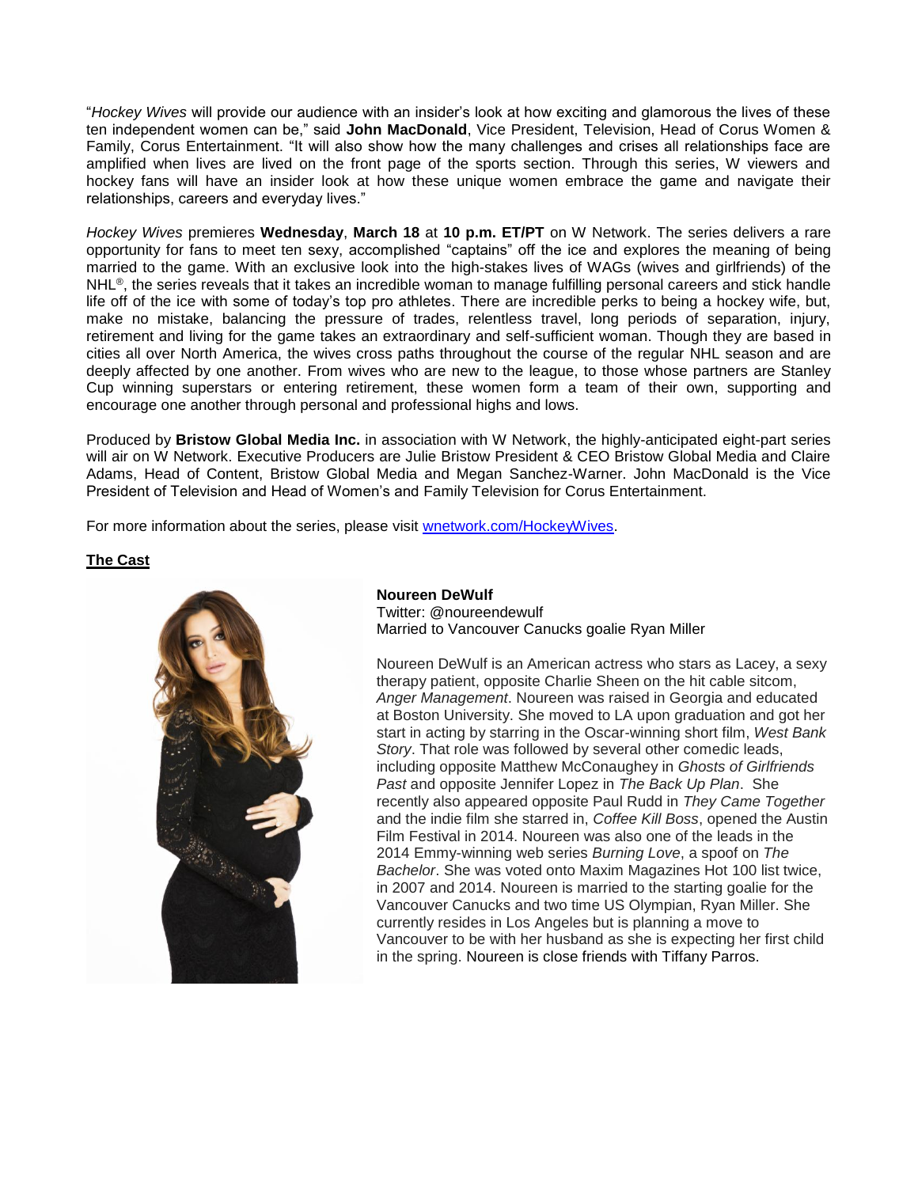"*Hockey Wives* will provide our audience with an insider's look at how exciting and glamorous the lives of these ten independent women can be," said **John MacDonald**, Vice President, Television, Head of Corus Women & Family, Corus Entertainment. "It will also show how the many challenges and crises all relationships face are amplified when lives are lived on the front page of the sports section. Through this series, W viewers and hockey fans will have an insider look at how these unique women embrace the game and navigate their relationships, careers and everyday lives."

*Hockey Wives* premieres **Wednesday**, **March 18** at **10 p.m. ET/PT** on W Network. The series delivers a rare opportunity for fans to meet ten sexy, accomplished "captains" off the ice and explores the meaning of being married to the game. With an exclusive look into the high-stakes lives of WAGs (wives and girlfriends) of the NHL®, the series reveals that it takes an incredible woman to manage fulfilling personal careers and stick handle life off of the ice with some of today's top pro athletes. There are incredible perks to being a hockey wife, but, make no mistake, balancing the pressure of trades, relentless travel, long periods of separation, injury, retirement and living for the game takes an extraordinary and self-sufficient woman. Though they are based in cities all over North America, the wives cross paths throughout the course of the regular NHL season and are deeply affected by one another. From wives who are new to the league, to those whose partners are Stanley Cup winning superstars or entering retirement, these women form a team of their own, supporting and encourage one another through personal and professional highs and lows.

Produced by **Bristow Global Media Inc.** in association with W Network, the highly-anticipated eight-part series will air on W Network. Executive Producers are Julie Bristow President & CEO Bristow Global Media and Claire Adams, Head of Content, Bristow Global Media and Megan Sanchez-Warner. John MacDonald is the Vice President of Television and Head of Women's and Family Television for Corus Entertainment.

For more information about the series, please visit [wnetwork.com/HockeyWives](wnetwork.com/HockeyWives).

## The Cast

**Noureen DeWulf**
Twitter: @noureendewulf
Married to Vancouver Canucks goalie Ryan Miller

Noureen DeWulf is an American actress who stars as Lacey, a sexy therapy patient, opposite Charlie Sheen on the hit cable sitcom, *Anger Management*. Noureen was raised in Georgia and educated at Boston University. She moved to LA upon graduation and got her start in acting by starring in the Oscar-winning short film, *West Bank Story*. That role was followed by several other comedic leads, including opposite Matthew McConaughey in *Ghosts of Girlfriends Past* and opposite Jennifer Lopez in *The Back Up Plan*. She recently also appeared opposite Paul Rudd in *They Came Together* and the indie film she starred in, *Coffee Kill Boss*, opened the Austin Film Festival in 2014. Noureen was also one of the leads in the 2014 Emmy-winning web series *Burning Love*, a spoof on *The Bachelor*. She was voted onto Maxim Magazines Hot 100 list twice, in 2007 and 2014. Noureen is married to the starting goalie for the Vancouver Canucks and two time US Olympian, Ryan Miller. She currently resides in Los Angeles but is planning a move to Vancouver to be with her husband as she is expecting her first child in the spring. Noureen is close friends with Tiffany Parros.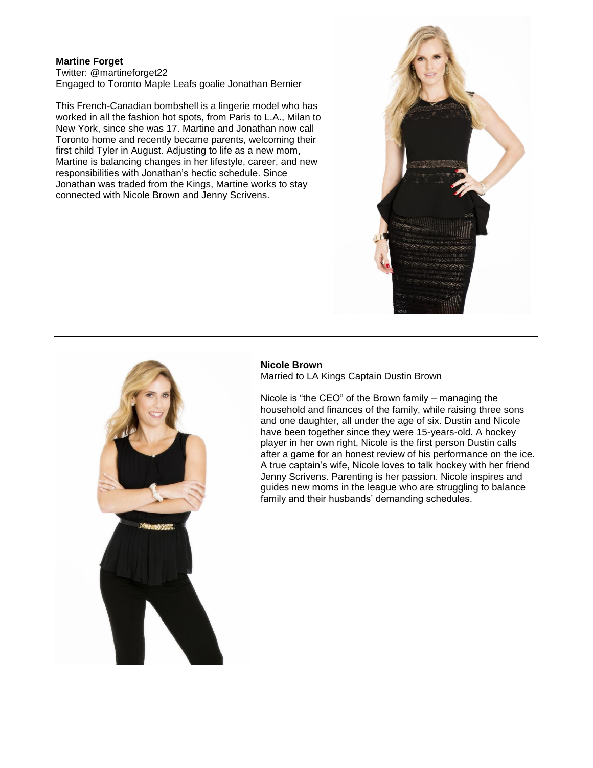**Martine Forget**
Twitter: @martineforget22
Engaged to Toronto Maple Leafs goalie Jonathan Bernier

This French-Canadian bombshell is a lingerie model who has worked in all the fashion hot spots, from Paris to L.A., Milan to New York, since she was 17. Martine and Jonathan now call Toronto home and recently became parents, welcoming their first child Tyler in August. Adjusting to life as a new mom, Martine is balancing changes in her lifestyle, career, and new responsibilities with Jonathan's hectic schedule. Since Jonathan was traded from the Kings, Martine works to stay connected with Nicole Brown and Jenny Scrivens.

---

**Nicole Brown**
Married to LA Kings Captain Dustin Brown

Nicole is "the CEO" of the Brown family – managing the household and finances of the family, while raising three sons and one daughter, all under the age of six. Dustin and Nicole have been together since they were 15-years-old. A hockey player in her own right, Nicole is the first person Dustin calls after a game for an honest review of his performance on the ice. A true captain's wife, Nicole loves to talk hockey with her friend Jenny Scrivens. Parenting is her passion. Nicole inspires and guides new moms in the league who are struggling to balance family and their husbands' demanding schedules.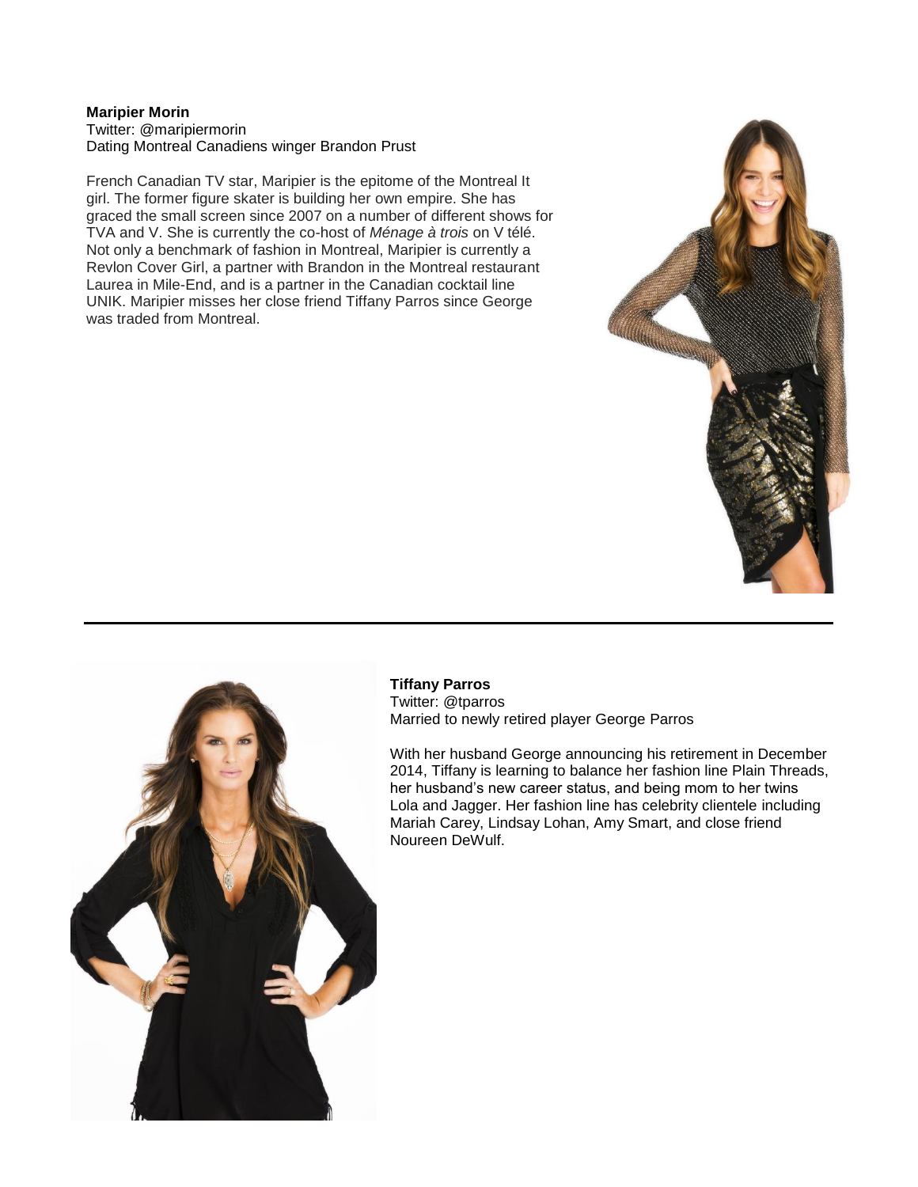**Maripier Morin**
Twitter: @maripiermorin
Dating Montreal Canadiens winger Brandon Prust

French Canadian TV star, Maripier is the epitome of the Montreal It girl. The former figure skater is building her own empire. She has graced the small screen since 2007 on a number of different shows for TVA and V. She is currently the co-host of *Ménage à trois* on V télé. Not only a benchmark of fashion in Montreal, Maripier is currently a Revlon Cover Girl, a partner with Brandon in the Montreal restaurant Laurea in Mile-End, and is a partner in the Canadian cocktail line UNIK. Maripier misses her close friend Tiffany Parros since George was traded from Montreal.

---

**Tiffany Parros**
Twitter: @tparros
Married to newly retired player George Parros

With her husband George announcing his retirement in December 2014, Tiffany is learning to balance her fashion line Plain Threads, her husband's new career status, and being mom to her twins Lola and Jagger. Her fashion line has celebrity clientele including Mariah Carey, Lindsay Lohan, Amy Smart, and close friend Noureen DeWulf.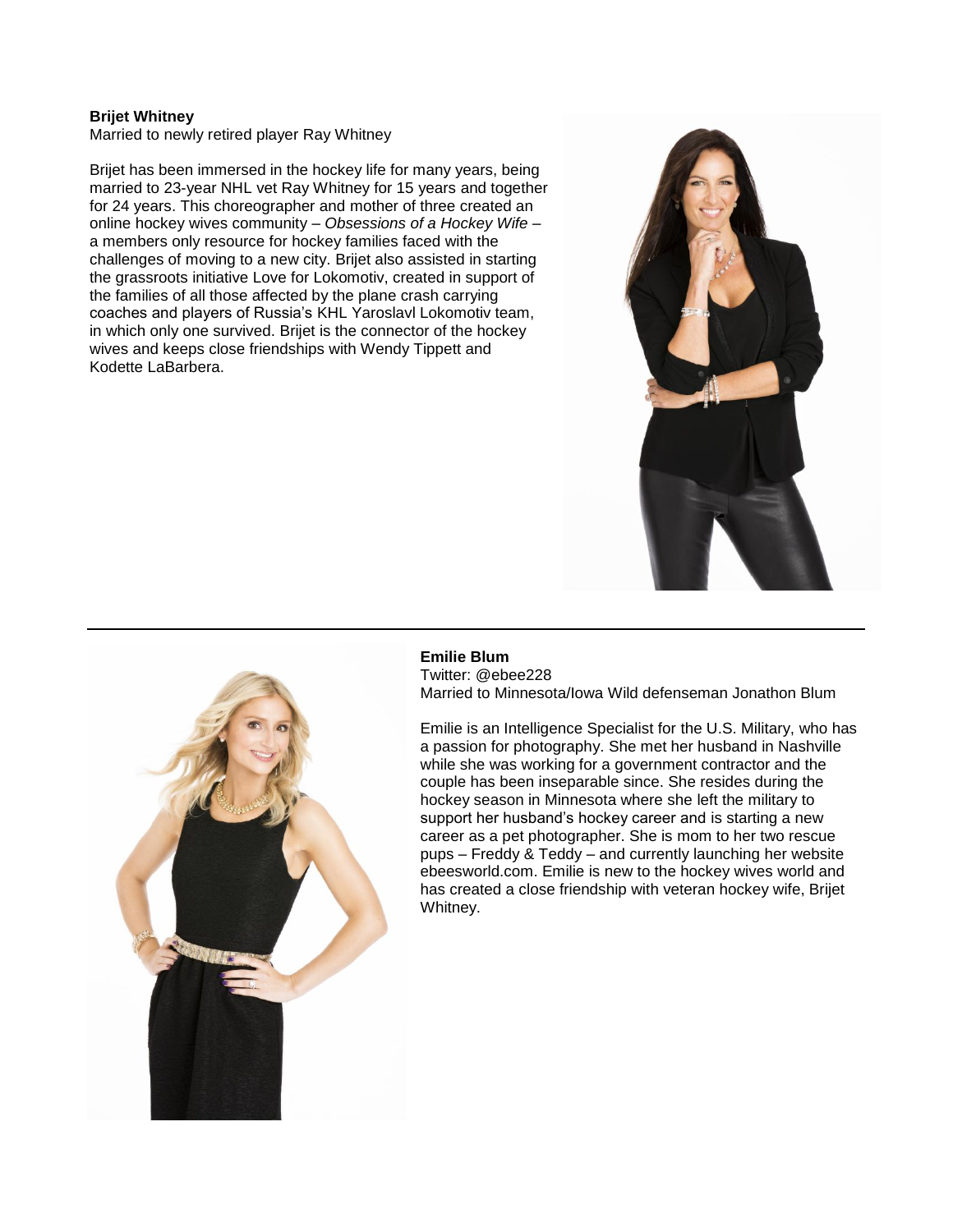**Brijet Whitney**
Married to newly retired player Ray Whitney

Brijet has been immersed in the hockey life for many years, being married to 23-year NHL vet Ray Whitney for 15 years and together for 24 years. This choreographer and mother of three created an online hockey wives community – *Obsessions of a Hockey Wife* – a members only resource for hockey families faced with the challenges of moving to a new city. Brijet also assisted in starting the grassroots initiative Love for Lokomotiv, created in support of the families of all those affected by the plane crash carrying coaches and players of Russia's KHL Yaroslavl Lokomotiv team, in which only one survived. Brijet is the connector of the hockey wives and keeps close friendships with Wendy Tippett and Kodette LaBarbera.

---

**Emilie Blum**
Twitter: @ebee228
Married to Minnesota/Iowa Wild defenseman Jonathon Blum

Emilie is an Intelligence Specialist for the U.S. Military, who has a passion for photography. She met her husband in Nashville while she was working for a government contractor and the couple has been inseparable since. She resides during the hockey season in Minnesota where she left the military to support her husband's hockey career and is starting a new career as a pet photographer. She is mom to her two rescue pups – Freddy & Teddy – and currently launching her website ebeesworld.com. Emilie is new to the hockey wives world and has created a close friendship with veteran hockey wife, Brijet Whitney.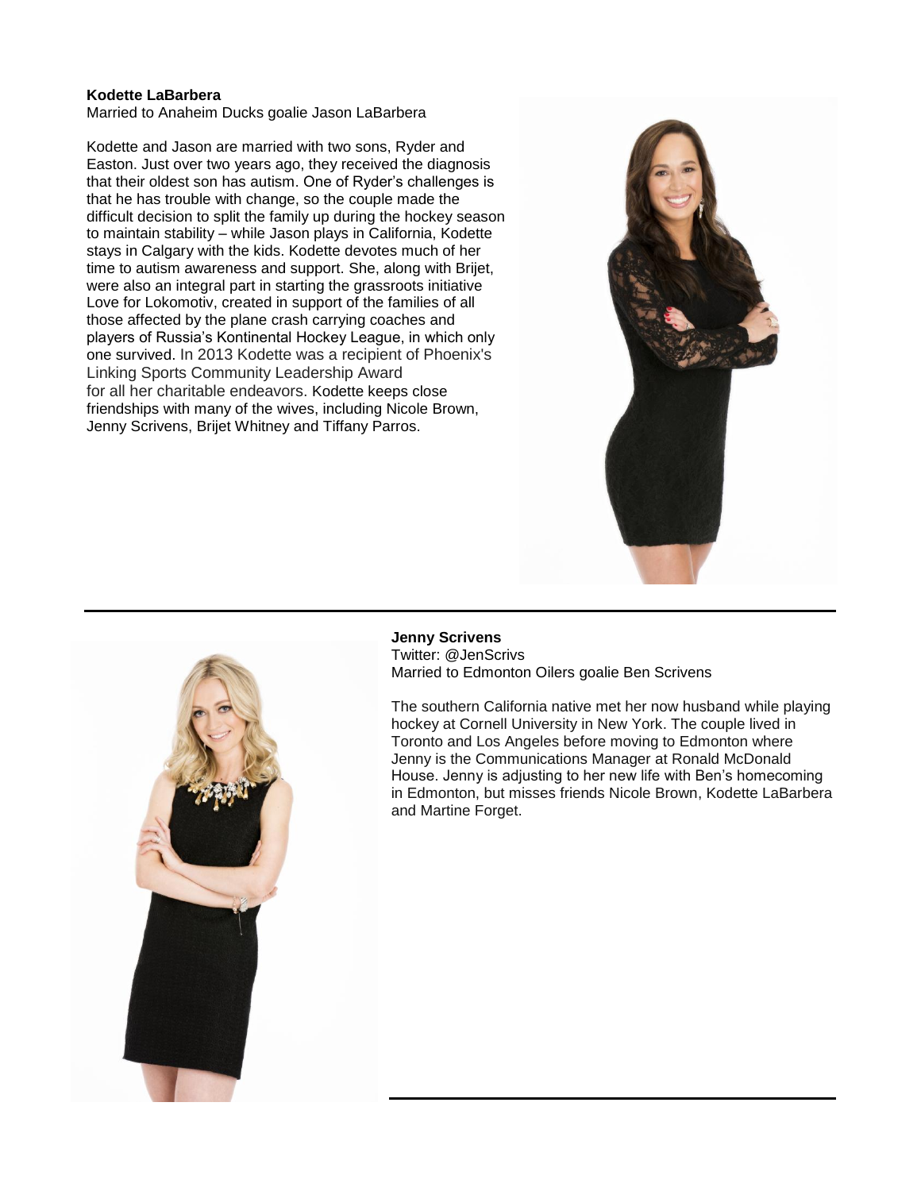**Kodette LaBarbera**
Married to Anaheim Ducks goalie Jason LaBarbera

Kodette and Jason are married with two sons, Ryder and Easton. Just over two years ago, they received the diagnosis that their oldest son has autism. One of Ryder's challenges is that he has trouble with change, so the couple made the difficult decision to split the family up during the hockey season to maintain stability – while Jason plays in California, Kodette stays in Calgary with the kids. Kodette devotes much of her time to autism awareness and support. She, along with Brijet, were also an integral part in starting the grassroots initiative Love for Lokomotiv, created in support of the families of all those affected by the plane crash carrying coaches and players of Russia's Kontinental Hockey League, in which only one survived. In 2013 Kodette was a recipient of Phoenix's Linking Sports Community Leadership Award for all her charitable endeavors. Kodette keeps close friendships with many of the wives, including Nicole Brown, Jenny Scrivens, Brijet Whitney and Tiffany Parros.

---

**Jenny Scrivens**
Twitter: @JenScrivs
Married to Edmonton Oilers goalie Ben Scrivens

The southern California native met her now husband while playing hockey at Cornell University in New York. The couple lived in Toronto and Los Angeles before moving to Edmonton where Jenny is the Communications Manager at Ronald McDonald House. Jenny is adjusting to her new life with Ben's homecoming in Edmonton, but misses friends Nicole Brown, Kodette LaBarbera and Martine Forget.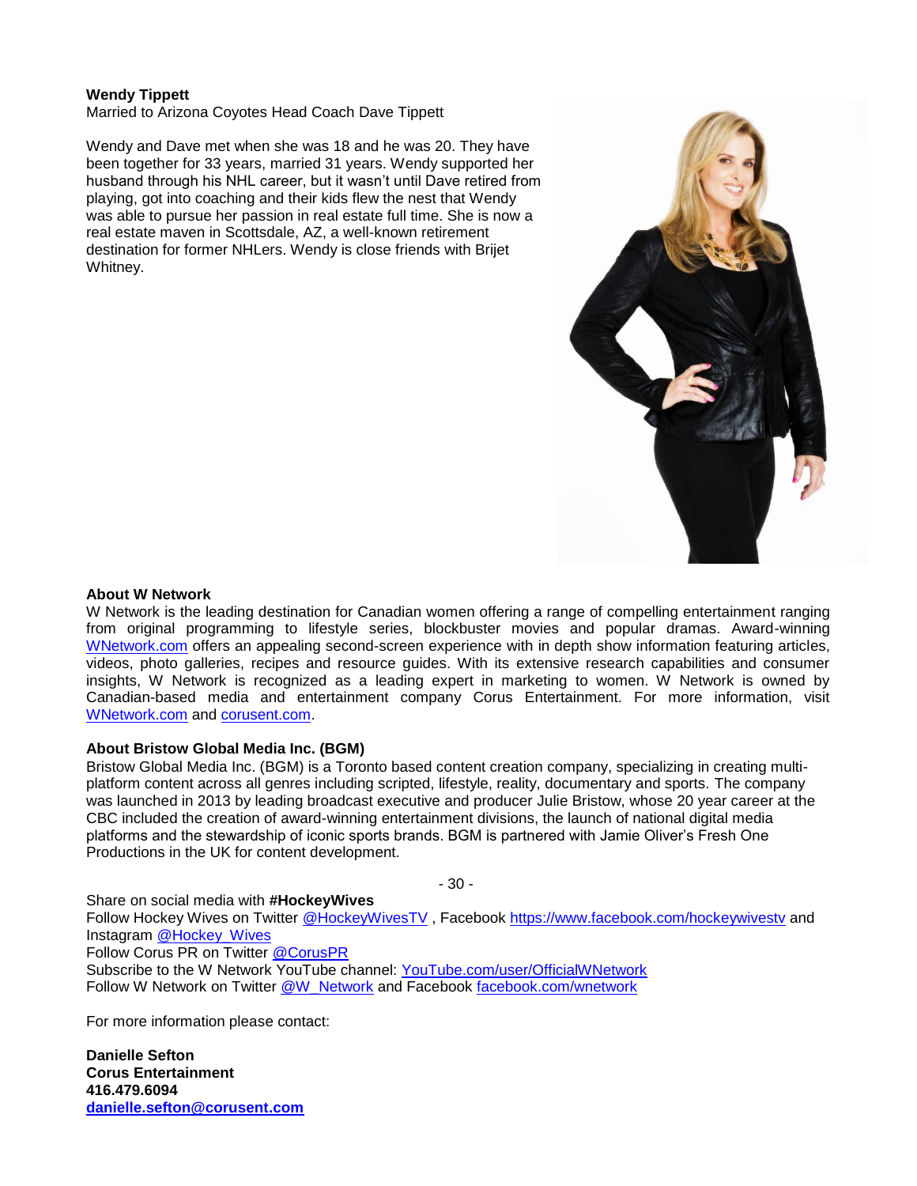**Wendy Tippett**

Married to Arizona Coyotes Head Coach Dave Tippett

Wendy and Dave met when she was 18 and he was 20. They have been together for 33 years, married 31 years. Wendy supported her husband through his NHL career, but it wasn't until Dave retired from playing, got into coaching and their kids flew the nest that Wendy was able to pursue her passion in real estate full time. She is now a real estate maven in Scottsdale, AZ, a well-known retirement destination for former NHLers. Wendy is close friends with Brijet Whitney.

**About W Network**

W Network is the leading destination for Canadian women offering a range of compelling entertainment ranging from original programming to lifestyle series, blockbuster movies and popular dramas. Award-winning WNetwork.com offers an appealing second-screen experience with in depth show information featuring articles, videos, photo galleries, recipes and resource guides. With its extensive research capabilities and consumer insights, W Network is recognized as a leading expert in marketing to women. W Network is owned by Canadian-based media and entertainment company Corus Entertainment. For more information, visit WNetwork.com and corusent.com.

**About Bristow Global Media Inc. (BGM)**

Bristow Global Media Inc. (BGM) is a Toronto based content creation company, specializing in creating multi-platform content across all genres including scripted, lifestyle, reality, documentary and sports. The company was launched in 2013 by leading broadcast executive and producer Julie Bristow, whose 20 year career at the CBC included the creation of award-winning entertainment divisions, the launch of national digital media platforms and the stewardship of iconic sports brands. BGM is partnered with Jamie Oliver's Fresh One Productions in the UK for content development.

- 30 -

Share on social media with **#HockeyWives**
Follow Hockey Wives on Twitter @HockeyWivesTV , Facebook https://www.facebook.com/hockeywivestv and Instagram @Hockey_Wives
Follow Corus PR on Twitter @CorusPR
Subscribe to the W Network YouTube channel: YouTube.com/user/OfficialWNetwork
Follow W Network on Twitter @W_Network and Facebook facebook.com/wnetwork

For more information please contact:

**Danielle Sefton**
**Corus Entertainment**
**416.479.6094**
**danielle.sefton@corusent.com**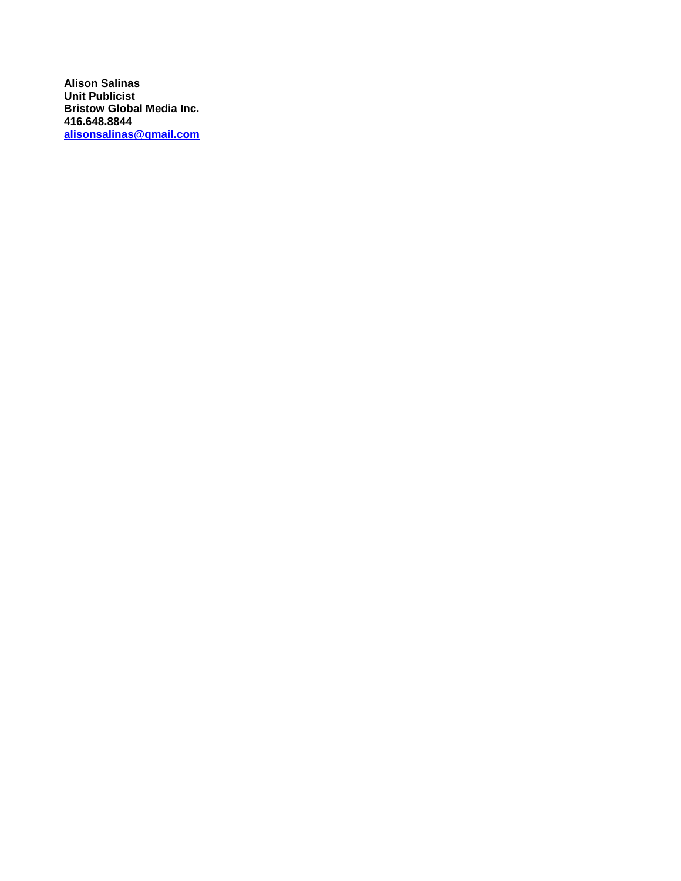**Alison Salinas**
**Unit Publicist**
**Bristow Global Media Inc.**
**416.648.8844**
**alisonsalinas@gmail.com**